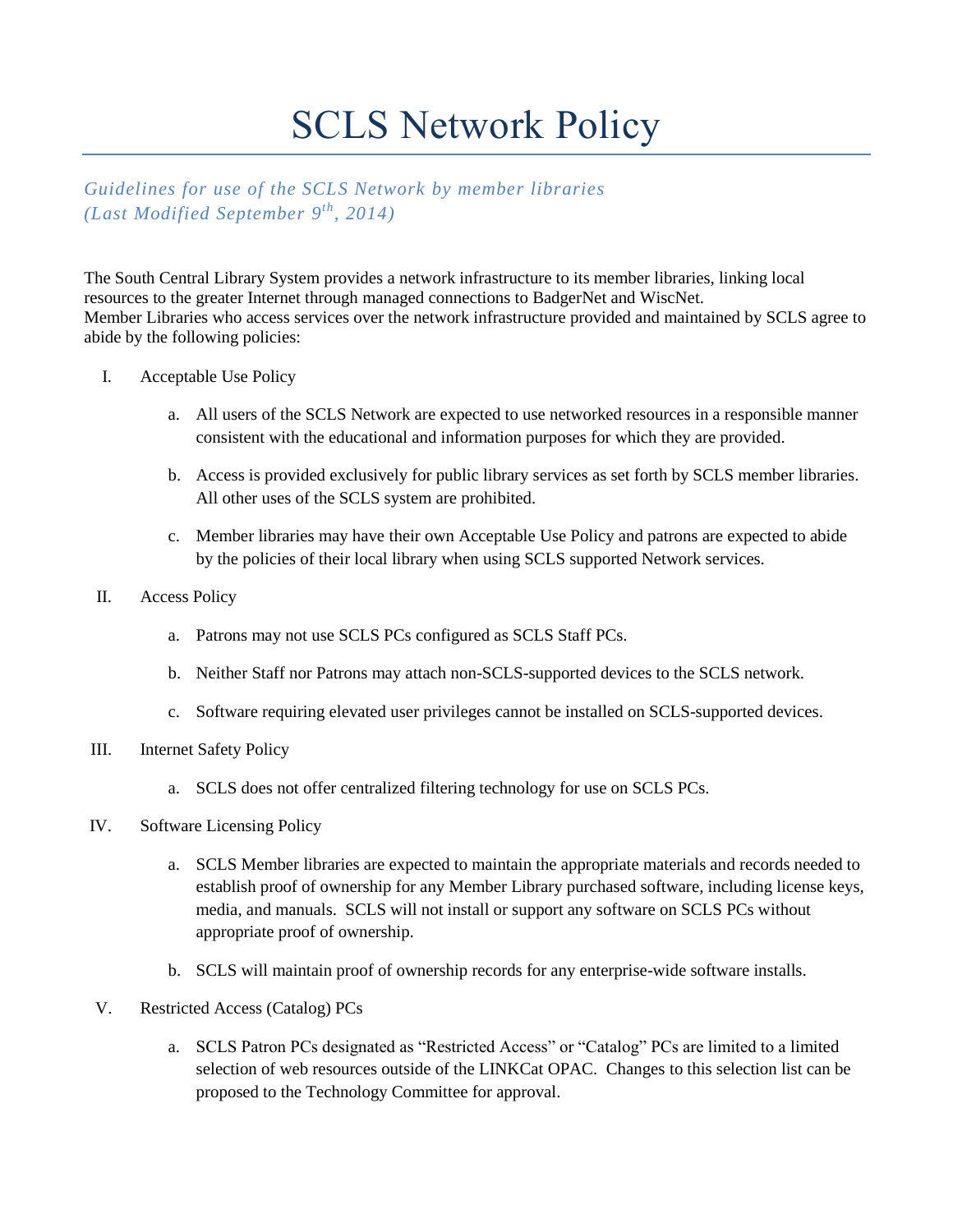# SCLS Network Policy

*Guidelines for use of the SCLS Network by member libraries*
*(Last Modified September 9th, 2014)*

The South Central Library System provides a network infrastructure to its member libraries, linking local resources to the greater Internet through managed connections to BadgerNet and WiscNet.
Member Libraries who access services over the network infrastructure provided and maintained by SCLS agree to abide by the following policies:

I. Acceptable Use Policy

   a. All users of the SCLS Network are expected to use networked resources in a responsible manner consistent with the educational and information purposes for which they are provided.

   b. Access is provided exclusively for public library services as set forth by SCLS member libraries. All other uses of the SCLS system are prohibited.

   c. Member libraries may have their own Acceptable Use Policy and patrons are expected to abide by the policies of their local library when using SCLS supported Network services.

II. Access Policy

   a. Patrons may not use SCLS PCs configured as SCLS Staff PCs.

   b. Neither Staff nor Patrons may attach non-SCLS-supported devices to the SCLS network.

   c. Software requiring elevated user privileges cannot be installed on SCLS-supported devices.

III. Internet Safety Policy

   a. SCLS does not offer centralized filtering technology for use on SCLS PCs.

IV. Software Licensing Policy

   a. SCLS Member libraries are expected to maintain the appropriate materials and records needed to establish proof of ownership for any Member Library purchased software, including license keys, media, and manuals. SCLS will not install or support any software on SCLS PCs without appropriate proof of ownership.

   b. SCLS will maintain proof of ownership records for any enterprise-wide software installs.

V. Restricted Access (Catalog) PCs

   a. SCLS Patron PCs designated as "Restricted Access" or "Catalog" PCs are limited to a limited selection of web resources outside of the LINKCat OPAC. Changes to this selection list can be proposed to the Technology Committee for approval.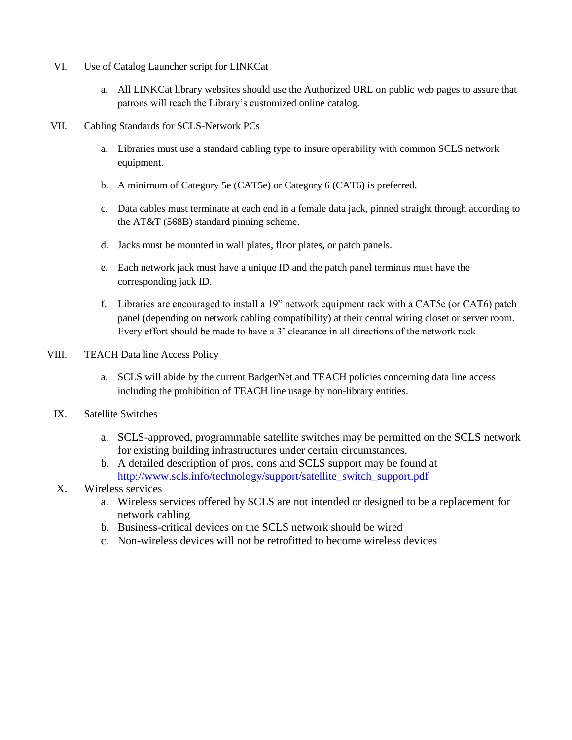VI. Use of Catalog Launcher script for LINKCat

   a. All LINKCat library websites should use the Authorized URL on public web pages to assure that patrons will reach the Library's customized online catalog.

VII. Cabling Standards for SCLS-Network PCs

   a. Libraries must use a standard cabling type to insure operability with common SCLS network equipment.

   b. A minimum of Category 5e (CAT5e) or Category 6 (CAT6) is preferred.

   c. Data cables must terminate at each end in a female data jack, pinned straight through according to the AT&T (568B) standard pinning scheme.

   d. Jacks must be mounted in wall plates, floor plates, or patch panels.

   e. Each network jack must have a unique ID and the patch panel terminus must have the corresponding jack ID.

   f. Libraries are encouraged to install a 19" network equipment rack with a CAT5e (or CAT6) patch panel (depending on network cabling compatibility) at their central wiring closet or server room. Every effort should be made to have a 3' clearance in all directions of the network rack

VIII. TEACH Data line Access Policy

   a. SCLS will abide by the current BadgerNet and TEACH policies concerning data line access including the prohibition of TEACH line usage by non-library entities.

IX. Satellite Switches

   a. SCLS-approved, programmable satellite switches may be permitted on the SCLS network for existing building infrastructures under certain circumstances.
   b. A detailed description of pros, cons and SCLS support may be found at [http://www.scls.info/technology/support/satellite_switch_support.pdf](http://www.scls.info/technology/support/satellite_switch_support.pdf)

X. Wireless services

   a. Wireless services offered by SCLS are not intended or designed to be a replacement for network cabling
   b. Business-critical devices on the SCLS network should be wired
   c. Non-wireless devices will not be retrofitted to become wireless devices